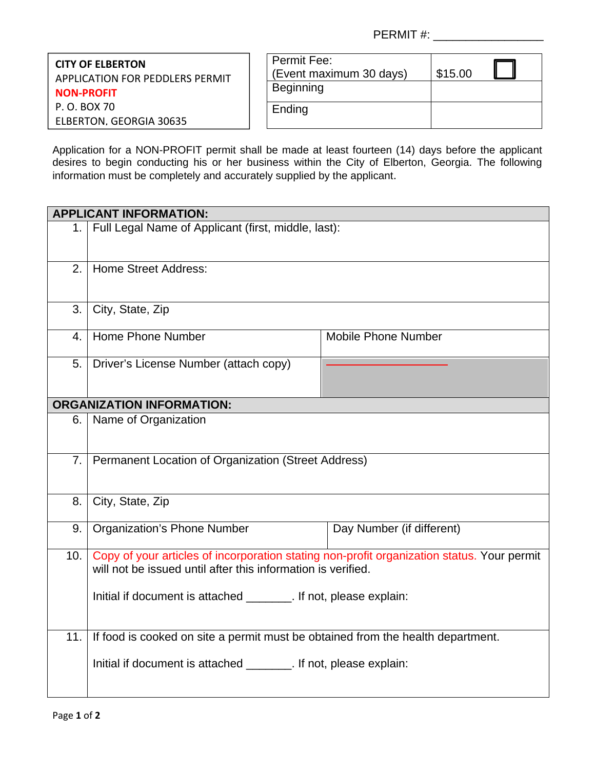PERMIT #: ________________

**CITY OF ELBERTON**
APPLICATION FOR PEDDLERS PERMIT
**NON-PROFIT**
P. O. BOX 70
ELBERTON, GEORGIA 30635

| Permit Fee: (Event maximum 30 days) | $15.00 ☐ |
|---|---|
| Beginning | |
| Ending | |

Application for a NON-PROFIT permit shall be made at least fourteen (14) days before the applicant desires to begin conducting his or her business within the City of Elberton, Georgia. The following information must be completely and accurately supplied by the applicant.

| | **APPLICANT INFORMATION:** | |
|---|---|---|
| 1. | Full Legal Name of Applicant (first, middle, last): | |
| 2. | Home Street Address: | |
| 3. | City, State, Zip | |
| 4. | Home Phone Number | Mobile Phone Number |
| 5. | Driver's License Number (attach copy) | |
| | **ORGANIZATION INFORMATION:** | |
| 6. | Name of Organization | |
| 7. | Permanent Location of Organization (Street Address) | |
| 8. | City, State, Zip | |
| 9. | Organization's Phone Number | Day Number (if different) |
| 10. | Copy of your articles of incorporation stating non-profit organization status. Your permit will not be issued until after this information is verified. Initial if document is attached _______. If not, please explain: | |
| 11. | If food is cooked on site a permit must be obtained from the health department. Initial if document is attached _______. If not, please explain: | |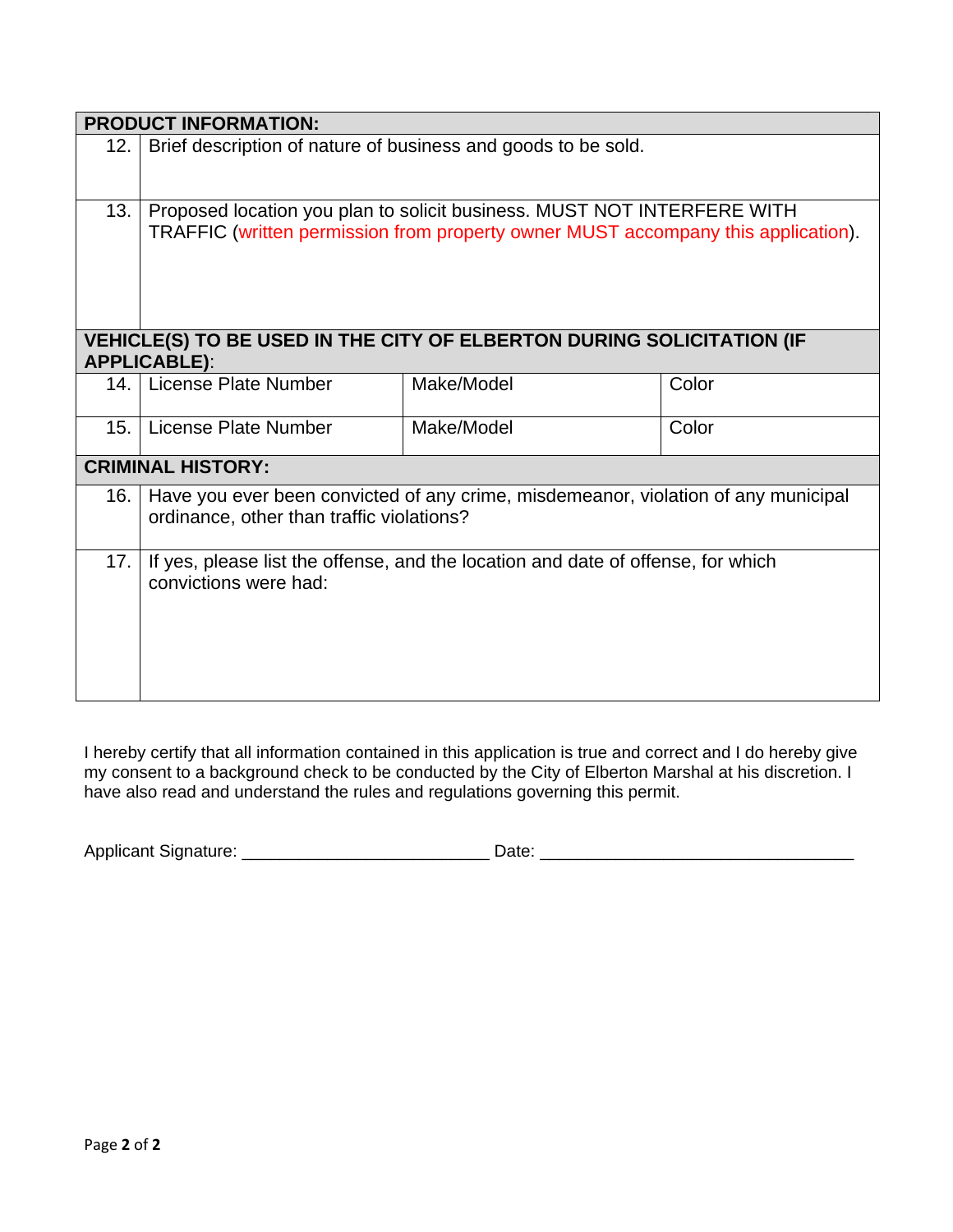| | | | |
|---|---|---|---|
| **PRODUCT INFORMATION:** | | | |
| 12. | Brief description of nature of business and goods to be sold. | | |
| 13. | Proposed location you plan to solicit business. MUST NOT INTERFERE WITH TRAFFIC (written permission from property owner MUST accompany this application). | | |
| **VEHICLE(S) TO BE USED IN THE CITY OF ELBERTON DURING SOLICITATION (IF APPLICABLE)**: | | | |
| 14. | License Plate Number | Make/Model | Color |
| 15. | License Plate Number | Make/Model | Color |
| **CRIMINAL HISTORY:** | | | |
| 16. | Have you ever been convicted of any crime, misdemeanor, violation of any municipal ordinance, other than traffic violations? | | |
| 17. | If yes, please list the offense, and the location and date of offense, for which convictions were had: | | |

I hereby certify that all information contained in this application is true and correct and I do hereby give my consent to a background check to be conducted by the City of Elberton Marshal at his discretion. I have also read and understand the rules and regulations governing this permit.

Applicant Signature: _________________________ Date: ________________________________